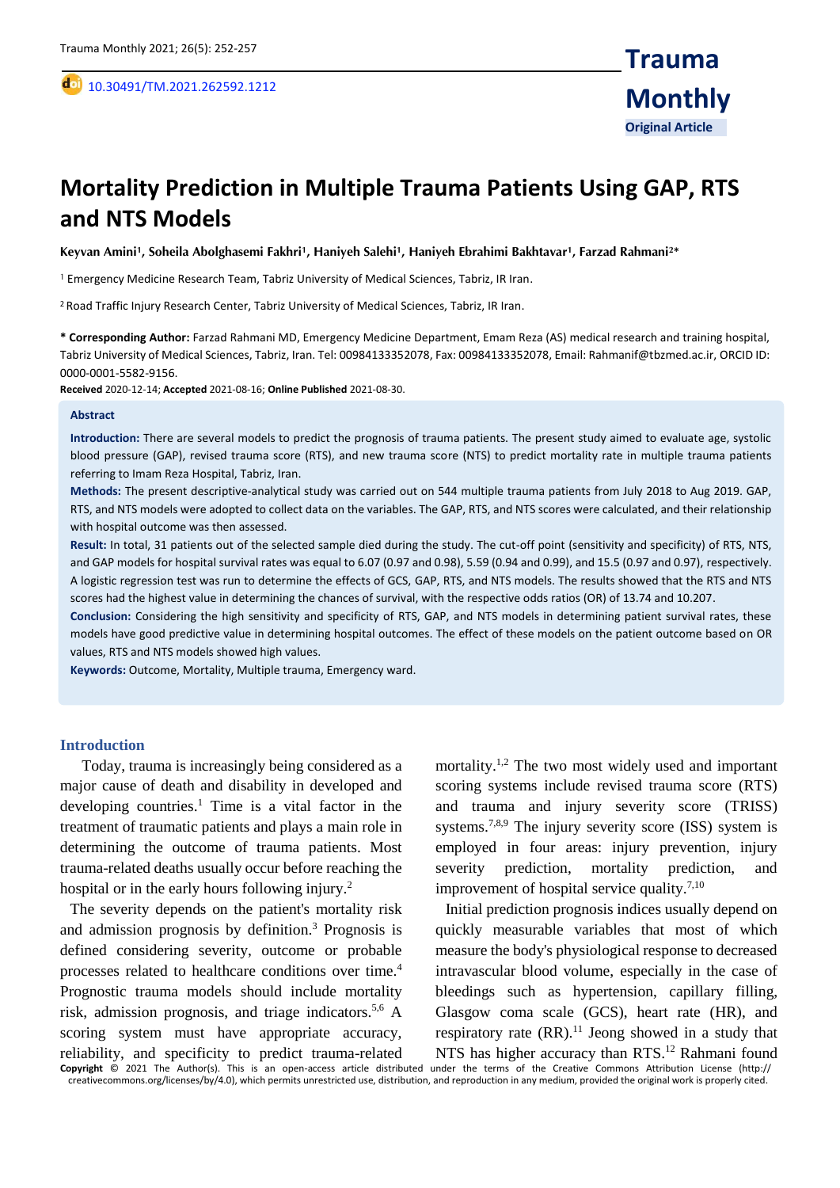10.30491/TM.2021.262592.1212

**Trauma Monthly**

**Original Article**

# Mortality Prediction in Multiple Trauma Patients Using GAP, RTS and NTS Models

**Keyvan Amini[1], Soheila Abolghasemi Fakhri[1], Haniyeh Salehi[1], Haniyeh Ebrahimi Bakhtavar[1], Farzad Rahmani[2]***

[1] Emergency Medicine Research Team, Tabriz University of Medical Sciences, Tabriz, IR Iran.

[2] Road Traffic Injury Research Center, Tabriz University of Medical Sciences, Tabriz, IR Iran.

**\* Corresponding Author:** Farzad Rahmani MD, Emergency Medicine Department, Emam Reza (AS) medical research and training hospital, Tabriz University of Medical Sciences, Tabriz, Iran. Tel: 00984133352078, Fax: 00984133352078, Email: Rahmanif@tbzmed.ac.ir, ORCID ID: 0000-0001-5582-9156.

**Received** 2020-12-14; **Accepted** 2021-08-16; **Online Published** 2021-08-30.

## Abstract

**Introduction:** There are several models to predict the prognosis of trauma patients. The present study aimed to evaluate age, systolic blood pressure (GAP), revised trauma score (RTS), and new trauma score (NTS) to predict mortality rate in multiple trauma patients referring to Imam Reza Hospital, Tabriz, Iran.

**Methods:** The present descriptive-analytical study was carried out on 544 multiple trauma patients from July 2018 to Aug 2019. GAP, RTS, and NTS models were adopted to collect data on the variables. The GAP, RTS, and NTS scores were calculated, and their relationship with hospital outcome was then assessed.

**Result:** In total, 31 patients out of the selected sample died during the study. The cut-off point (sensitivity and specificity) of RTS, NTS, and GAP models for hospital survival rates was equal to 6.07 (0.97 and 0.98), 5.59 (0.94 and 0.99), and 15.5 (0.97 and 0.97), respectively. A logistic regression test was run to determine the effects of GCS, GAP, RTS, and NTS models. The results showed that the RTS and NTS scores had the highest value in determining the chances of survival, with the respective odds ratios (OR) of 13.74 and 10.207.

**Conclusion:** Considering the high sensitivity and specificity of RTS, GAP, and NTS models in determining patient survival rates, these models have good predictive value in determining hospital outcomes. The effect of these models on the patient outcome based on OR values, RTS and NTS models showed high values.

**Keywords:** Outcome, Mortality, Multiple trauma, Emergency ward.

## Introduction

Today, trauma is increasingly being considered as a major cause of death and disability in developed and developing countries.[1] Time is a vital factor in the treatment of traumatic patients and plays a main role in determining the outcome of trauma patients. Most trauma-related deaths usually occur before reaching the hospital or in the early hours following injury.[2]

The severity depends on the patient's mortality risk and admission prognosis by definition.[3] Prognosis is defined considering severity, outcome or probable processes related to healthcare conditions over time.[4] Prognostic trauma models should include mortality risk, admission prognosis, and triage indicators.[5,6] A scoring system must have appropriate accuracy, reliability, and specificity to predict trauma-related mortality.[1,2] The two most widely used and important scoring systems include revised trauma score (RTS) and trauma and injury severity score (TRISS) systems.[7,8,9] The injury severity score (ISS) system is employed in four areas: injury prevention, injury severity prediction, mortality prediction, and improvement of hospital service quality.[7,10]

Initial prediction prognosis indices usually depend on quickly measurable variables that most of which measure the body's physiological response to decreased intravascular blood volume, especially in the case of bleedings such as hypertension, capillary filling, Glasgow coma scale (GCS), heart rate (HR), and respiratory rate (RR).[11] Jeong showed in a study that NTS has higher accuracy than RTS.[12] Rahmani found

**Copyright** © 2021 The Author(s). This is an open-access article distributed under the terms of the Creative Commons Attribution License (http://creativecommons.org/licenses/by/4.0), which permits unrestricted use, distribution, and reproduction in any medium, provided the original work is properly cited.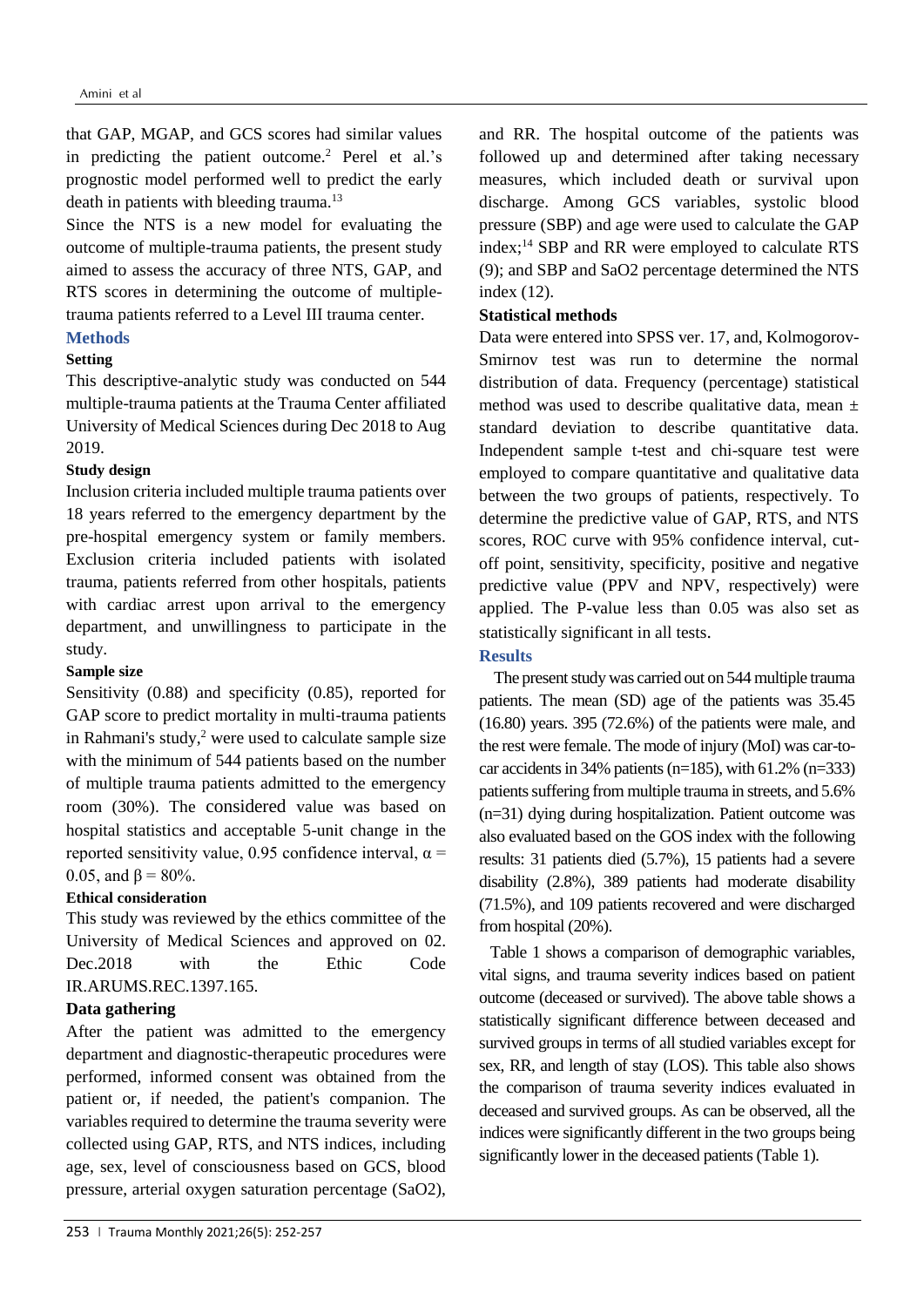that GAP, MGAP, and GCS scores had similar values in predicting the patient outcome.[2] Perel et al.'s prognostic model performed well to predict the early death in patients with bleeding trauma.[13]

Since the NTS is a new model for evaluating the outcome of multiple-trauma patients, the present study aimed to assess the accuracy of three NTS, GAP, and RTS scores in determining the outcome of multiple-trauma patients referred to a Level III trauma center.

## Methods

### Setting

This descriptive-analytic study was conducted on 544 multiple-trauma patients at the Trauma Center affiliated University of Medical Sciences during Dec 2018 to Aug 2019.

### Study design

Inclusion criteria included multiple trauma patients over 18 years referred to the emergency department by the pre-hospital emergency system or family members. Exclusion criteria included patients with isolated trauma, patients referred from other hospitals, patients with cardiac arrest upon arrival to the emergency department, and unwillingness to participate in the study.

### Sample size

Sensitivity (0.88) and specificity (0.85), reported for GAP score to predict mortality in multi-trauma patients in Rahmani's study,[2] were used to calculate sample size with the minimum of 544 patients based on the number of multiple trauma patients admitted to the emergency room (30%). The considered value was based on hospital statistics and acceptable 5-unit change in the reported sensitivity value, 0.95 confidence interval, $\alpha = 0.05$, and $\beta = 80\%$.

### Ethical consideration

This study was reviewed by the ethics committee of the University of Medical Sciences and approved on 02. Dec.2018 with the Ethic Code IR.ARUMS.REC.1397.165.

### Data gathering

After the patient was admitted to the emergency department and diagnostic-therapeutic procedures were performed, informed consent was obtained from the patient or, if needed, the patient's companion. The variables required to determine the trauma severity were collected using GAP, RTS, and NTS indices, including age, sex, level of consciousness based on GCS, blood pressure, arterial oxygen saturation percentage (SaO2), and RR. The hospital outcome of the patients was followed up and determined after taking necessary measures, which included death or survival upon discharge. Among GCS variables, systolic blood pressure (SBP) and age were used to calculate the GAP index;[14] SBP and RR were employed to calculate RTS (9); and SBP and SaO2 percentage determined the NTS index (12).

### Statistical methods

Data were entered into SPSS ver. 17, and, Kolmogorov-Smirnov test was run to determine the normal distribution of data. Frequency (percentage) statistical method was used to describe qualitative data, mean ± standard deviation to describe quantitative data. Independent sample t-test and chi-square test were employed to compare quantitative and qualitative data between the two groups of patients, respectively. To determine the predictive value of GAP, RTS, and NTS scores, ROC curve with 95% confidence interval, cut-off point, sensitivity, specificity, positive and negative predictive value (PPV and NPV, respectively) were applied. The P-value less than 0.05 was also set as statistically significant in all tests.

## Results

The present study was carried out on 544 multiple trauma patients. The mean (SD) age of the patients was 35.45 (16.80) years. 395 (72.6%) of the patients were male, and the rest were female. The mode of injury (MoI) was car-to-car accidents in 34% patients (n=185), with 61.2% (n=333) patients suffering from multiple trauma in streets, and 5.6% (n=31) dying during hospitalization. Patient outcome was also evaluated based on the GOS index with the following results: 31 patients died (5.7%), 15 patients had a severe disability (2.8%), 389 patients had moderate disability (71.5%), and 109 patients recovered and were discharged from hospital (20%).

Table 1 shows a comparison of demographic variables, vital signs, and trauma severity indices based on patient outcome (deceased or survived). The above table shows a statistically significant difference between deceased and survived groups in terms of all studied variables except for sex, RR, and length of stay (LOS). This table also shows the comparison of trauma severity indices evaluated in deceased and survived groups. As can be observed, all the indices were significantly different in the two groups being significantly lower in the deceased patients (Table 1).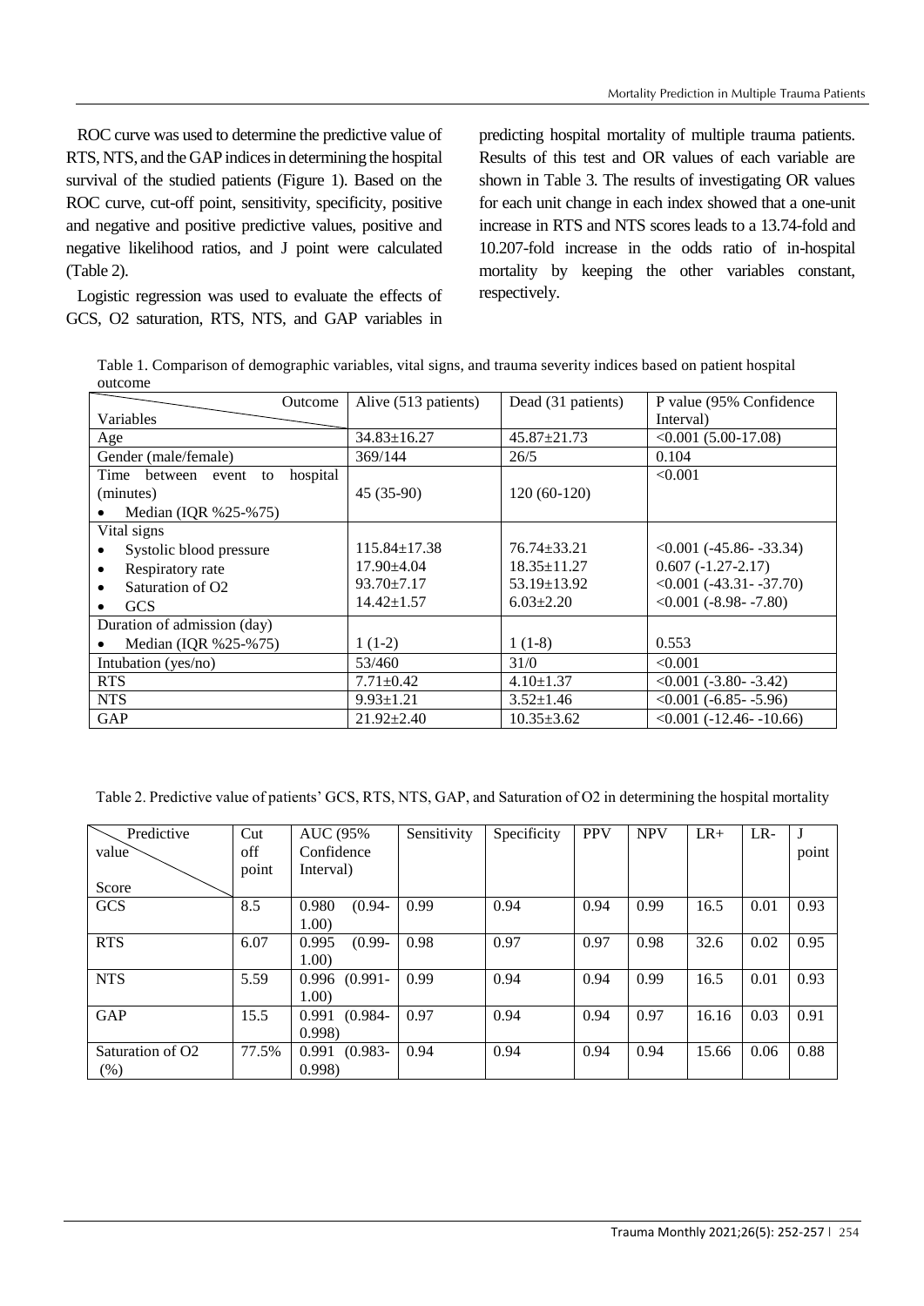ROC curve was used to determine the predictive value of RTS, NTS, and the GAP indices in determining the hospital survival of the studied patients (Figure 1). Based on the ROC curve, cut-off point, sensitivity, specificity, positive and negative and positive predictive values, positive and negative likelihood ratios, and J point were calculated (Table 2).

Logistic regression was used to evaluate the effects of GCS, O2 saturation, RTS, NTS, and GAP variables in predicting hospital mortality of multiple trauma patients. Results of this test and OR values of each variable are shown in Table 3. The results of investigating OR values for each unit change in each index showed that a one-unit increase in RTS and NTS scores leads to a 13.74-fold and 10.207-fold increase in the odds ratio of in-hospital mortality by keeping the other variables constant, respectively.

Table 1. Comparison of demographic variables, vital signs, and trauma severity indices based on patient hospital outcome

| Variables \ Outcome | Alive (513 patients) | Dead (31 patients) | P value (95% Confidence Interval) |
|---|---|---|---|
| Age | 34.83±16.27 | 45.87±21.73 | <0.001 (5.00-17.08) |
| Gender (male/female) | 369/144 | 26/5 | 0.104 |
| Time between event to hospital (minutes) | | | <0.001 |
| • Median (IQR %25-%75) | 45 (35-90) | 120 (60-120) | |
| Vital signs | | | |
| • Systolic blood pressure | 115.84±17.38 | 76.74±33.21 | <0.001 (-45.86- -33.34) |
| • Respiratory rate | 17.90±4.04 | 18.35±11.27 | 0.607 (-1.27-2.17) |
| • Saturation of O2 | 93.70±7.17 | 53.19±13.92 | <0.001 (-43.31- -37.70) |
| • GCS | 14.42±1.57 | 6.03±2.20 | <0.001 (-8.98- -7.80) |
| Duration of admission (day) | | | |
| • Median (IQR %25-%75) | 1 (1-2) | 1 (1-8) | 0.553 |
| Intubation (yes/no) | 53/460 | 31/0 | <0.001 |
| RTS | 7.71±0.42 | 4.10±1.37 | <0.001 (-3.80- -3.42) |
| NTS | 9.93±1.21 | 3.52±1.46 | <0.001 (-6.85- -5.96) |
| GAP | 21.92±2.40 | 10.35±3.62 | <0.001 (-12.46- -10.66) |

Table 2. Predictive value of patients' GCS, RTS, NTS, GAP, and Saturation of O2 in determining the hospital mortality

| Score \ Predictive value | Cut off point | AUC (95% Confidence Interval) | Sensitivity | Specificity | PPV | NPV | LR+ | LR- | J point |
|---|---|---|---|---|---|---|---|---|---|
| GCS | 8.5 | 0.980 (0.94-1.00) | 0.99 | 0.94 | 0.94 | 0.99 | 16.5 | 0.01 | 0.93 |
| RTS | 6.07 | 0.995 (0.99-1.00) | 0.98 | 0.97 | 0.97 | 0.98 | 32.6 | 0.02 | 0.95 |
| NTS | 5.59 | 0.996 (0.991-1.00) | 0.99 | 0.94 | 0.94 | 0.99 | 16.5 | 0.01 | 0.93 |
| GAP | 15.5 | 0.991 (0.984-0.998) | 0.97 | 0.94 | 0.94 | 0.97 | 16.16 | 0.03 | 0.91 |
| Saturation of O2 (%) | 77.5% | 0.991 (0.983-0.998) | 0.94 | 0.94 | 0.94 | 0.94 | 15.66 | 0.06 | 0.88 |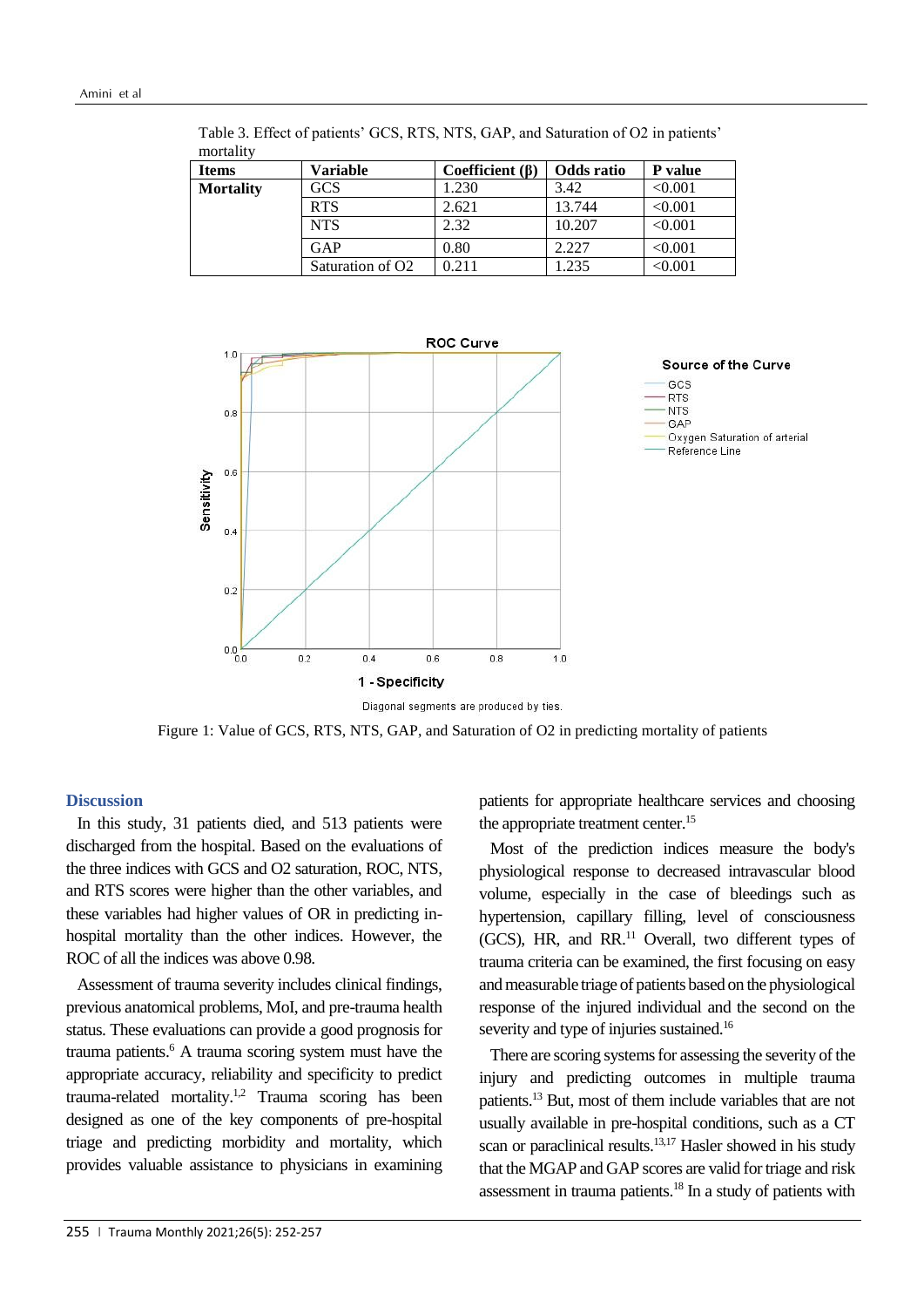Table 3. Effect of patients' GCS, RTS, NTS, GAP, and Saturation of O2 in patients' mortality

| Items | Variable | Coefficient (β) | Odds ratio | P value |
|---|---|---|---|---|
| **Mortality** | GCS | 1.230 | 3.42 | <0.001 |
| | RTS | 2.621 | 13.744 | <0.001 |
| | NTS | 2.32 | 10.207 | <0.001 |
| | GAP | 0.80 | 2.227 | <0.001 |
| | Saturation of O2 | 0.211 | 1.235 | <0.001 |

Figure 1: Value of GCS, RTS, NTS, GAP, and Saturation of O2 in predicting mortality of patients

## Discussion

In this study, 31 patients died, and 513 patients were discharged from the hospital. Based on the evaluations of the three indices with GCS and O2 saturation, ROC, NTS, and RTS scores were higher than the other variables, and these variables had higher values of OR in predicting in-hospital mortality than the other indices. However, the ROC of all the indices was above 0.98.

Assessment of trauma severity includes clinical findings, previous anatomical problems, MoI, and pre-trauma health status. These evaluations can provide a good prognosis for trauma patients.[6] A trauma scoring system must have the appropriate accuracy, reliability and specificity to predict trauma-related mortality.[1,2] Trauma scoring has been designed as one of the key components of pre-hospital triage and predicting morbidity and mortality, which provides valuable assistance to physicians in examining patients for appropriate healthcare services and choosing the appropriate treatment center.[15]

Most of the prediction indices measure the body's physiological response to decreased intravascular blood volume, especially in the case of bleedings such as hypertension, capillary filling, level of consciousness (GCS), HR, and RR.[11] Overall, two different types of trauma criteria can be examined, the first focusing on easy and measurable triage of patients based on the physiological response of the injured individual and the second on the severity and type of injuries sustained.[16]

There are scoring systems for assessing the severity of the injury and predicting outcomes in multiple trauma patients.[13] But, most of them include variables that are not usually available in pre-hospital conditions, such as a CT scan or paraclinical results.[13,17] Hasler showed in his study that the MGAP and GAP scores are valid for triage and risk assessment in trauma patients.[18] In a study of patients with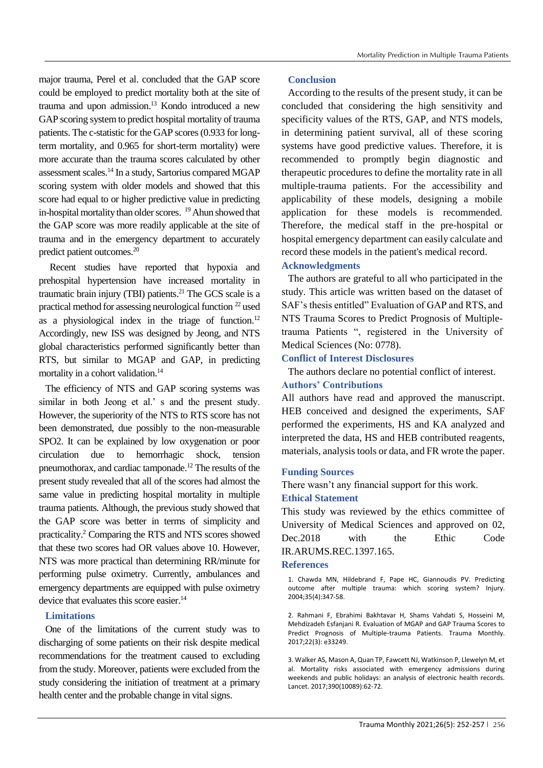major trauma, Perel et al. concluded that the GAP score could be employed to predict mortality both at the site of trauma and upon admission.[13] Kondo introduced a new GAP scoring system to predict hospital mortality of trauma patients. The c-statistic for the GAP scores (0.933 for long-term mortality, and 0.965 for short-term mortality) were more accurate than the trauma scores calculated by other assessment scales.[14] In a study, Sartorius compared MGAP scoring system with older models and showed that this score had equal to or higher predictive value in predicting in-hospital mortality than older scores. [19] Ahun showed that the GAP score was more readily applicable at the site of trauma and in the emergency department to accurately predict patient outcomes.[20]

Recent studies have reported that hypoxia and prehospital hypertension have increased mortality in traumatic brain injury (TBI) patients.[21] The GCS scale is a practical method for assessing neurological function [22] used as a physiological index in the triage of function.[12] Accordingly, new ISS was designed by Jeong, and NTS global characteristics performed significantly better than RTS, but similar to MGAP and GAP, in predicting mortality in a cohort validation.[14]

The efficiency of NTS and GAP scoring systems was similar in both Jeong et al.' s and the present study. However, the superiority of the NTS to RTS score has not been demonstrated, due possibly to the non-measurable SPO2. It can be explained by low oxygenation or poor circulation due to hemorrhagic shock, tension pneumothorax, and cardiac tamponade.[12] The results of the present study revealed that all of the scores had almost the same value in predicting hospital mortality in multiple trauma patients. Although, the previous study showed that the GAP score was better in terms of simplicity and practicality.[2] Comparing the RTS and NTS scores showed that these two scores had OR values above 10. However, NTS was more practical than determining RR/minute for performing pulse oximetry. Currently, ambulances and emergency departments are equipped with pulse oximetry device that evaluates this score easier.[14]

## Limitations

One of the limitations of the current study was to discharging of some patients on their risk despite medical recommendations for the treatment caused to excluding from the study. Moreover, patients were excluded from the study considering the initiation of treatment at a primary health center and the probable change in vital signs.

## Conclusion

According to the results of the present study, it can be concluded that considering the high sensitivity and specificity values of the RTS, GAP, and NTS models, in determining patient survival, all of these scoring systems have good predictive values. Therefore, it is recommended to promptly begin diagnostic and therapeutic procedures to define the mortality rate in all multiple-trauma patients. For the accessibility and applicability of these models, designing a mobile application for these models is recommended. Therefore, the medical staff in the pre-hospital or hospital emergency department can easily calculate and record these models in the patient's medical record.

## Acknowledgments

The authors are grateful to all who participated in the study. This article was written based on the dataset of SAF's thesis entitled" Evaluation of GAP and RTS, and NTS Trauma Scores to Predict Prognosis of Multiple-trauma Patients ", registered in the University of Medical Sciences (No: 0778).

## Conflict of Interest Disclosures

The authors declare no potential conflict of interest.

## Authors' Contributions

All authors have read and approved the manuscript. HEB conceived and designed the experiments, SAF performed the experiments, HS and KA analyzed and interpreted the data, HS and HEB contributed reagents, materials, analysis tools or data, and FR wrote the paper.

## Funding Sources

There wasn't any financial support for this work.

## Ethical Statement

This study was reviewed by the ethics committee of University of Medical Sciences and approved on 02, Dec.2018 with the Ethic Code IR.ARUMS.REC.1397.165.

## References

1. Chawda MN, Hildebrand F, Pape HC, Giannoudis PV. Predicting outcome after multiple trauma: which scoring system? Injury. 2004;35(4):347-58.

2. Rahmani F, Ebrahimi Bakhtavar H, Shams Vahdati S, Hosseini M, Mehdizadeh Esfanjani R. Evaluation of MGAP and GAP Trauma Scores to Predict Prognosis of Multiple-trauma Patients. Trauma Monthly. 2017;22(3): e33249.

3. Walker AS, Mason A, Quan TP, Fawcett NJ, Watkinson P, Llewelyn M, et al. Mortality risks associated with emergency admissions during weekends and public holidays: an analysis of electronic health records. Lancet. 2017;390(10089):62-72.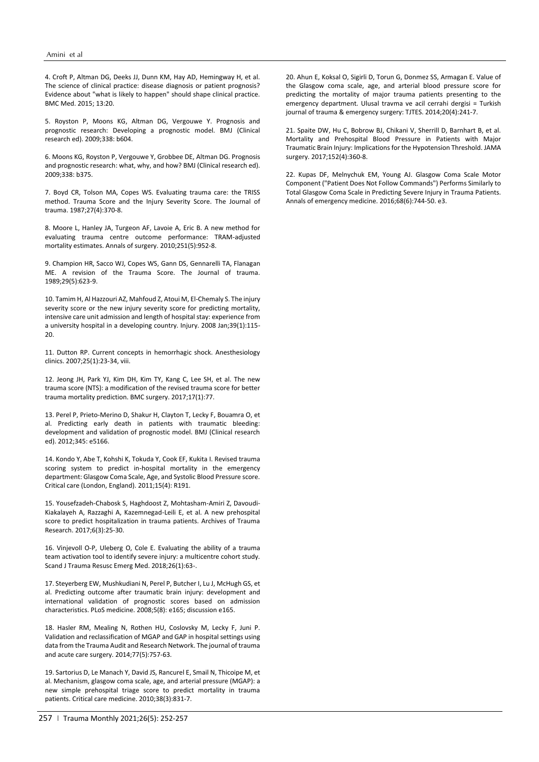4. Croft P, Altman DG, Deeks JJ, Dunn KM, Hay AD, Hemingway H, et al. The science of clinical practice: disease diagnosis or patient prognosis? Evidence about "what is likely to happen" should shape clinical practice. BMC Med. 2015; 13:20.

5. Royston P, Moons KG, Altman DG, Vergouwe Y. Prognosis and prognostic research: Developing a prognostic model. BMJ (Clinical research ed). 2009;338: b604.

6. Moons KG, Royston P, Vergouwe Y, Grobbee DE, Altman DG. Prognosis and prognostic research: what, why, and how? BMJ (Clinical research ed). 2009;338: b375.

7. Boyd CR, Tolson MA, Copes WS. Evaluating trauma care: the TRISS method. Trauma Score and the Injury Severity Score. The Journal of trauma. 1987;27(4):370-8.

8. Moore L, Hanley JA, Turgeon AF, Lavoie A, Eric B. A new method for evaluating trauma centre outcome performance: TRAM-adjusted mortality estimates. Annals of surgery. 2010;251(5):952-8.

9. Champion HR, Sacco WJ, Copes WS, Gann DS, Gennarelli TA, Flanagan ME. A revision of the Trauma Score. The Journal of trauma. 1989;29(5):623-9.

10. Tamim H, Al Hazzouri AZ, Mahfoud Z, Atoui M, El-Chemaly S. The injury severity score or the new injury severity score for predicting mortality, intensive care unit admission and length of hospital stay: experience from a university hospital in a developing country. Injury. 2008 Jan;39(1):115-20.

11. Dutton RP. Current concepts in hemorrhagic shock. Anesthesiology clinics. 2007;25(1):23-34, viii.

12. Jeong JH, Park YJ, Kim DH, Kim TY, Kang C, Lee SH, et al. The new trauma score (NTS): a modification of the revised trauma score for better trauma mortality prediction. BMC surgery. 2017;17(1):77.

13. Perel P, Prieto-Merino D, Shakur H, Clayton T, Lecky F, Bouamra O, et al. Predicting early death in patients with traumatic bleeding: development and validation of prognostic model. BMJ (Clinical research ed). 2012;345: e5166.

14. Kondo Y, Abe T, Kohshi K, Tokuda Y, Cook EF, Kukita I. Revised trauma scoring system to predict in-hospital mortality in the emergency department: Glasgow Coma Scale, Age, and Systolic Blood Pressure score. Critical care (London, England). 2011;15(4): R191.

15. Yousefzadeh-Chabosk S, Haghdoost Z, Mohtasham-Amiri Z, Davoudi-Kiakalayeh A, Razzaghi A, Kazemnegad-Leili E, et al. A new prehospital score to predict hospitalization in trauma patients. Archives of Trauma Research. 2017;6(3):25-30.

16. Vinjevoll O-P, Uleberg O, Cole E. Evaluating the ability of a trauma team activation tool to identify severe injury: a multicentre cohort study. Scand J Trauma Resusc Emerg Med. 2018;26(1):63-.

17. Steyerberg EW, Mushkudiani N, Perel P, Butcher I, Lu J, McHugh GS, et al. Predicting outcome after traumatic brain injury: development and international validation of prognostic scores based on admission characteristics. PLoS medicine. 2008;5(8): e165; discussion e165.

18. Hasler RM, Mealing N, Rothen HU, Coslovsky M, Lecky F, Juni P. Validation and reclassification of MGAP and GAP in hospital settings using data from the Trauma Audit and Research Network. The journal of trauma and acute care surgery. 2014;77(5):757-63.

19. Sartorius D, Le Manach Y, David JS, Rancurel E, Smail N, Thicoipe M, et al. Mechanism, glasgow coma scale, age, and arterial pressure (MGAP): a new simple prehospital triage score to predict mortality in trauma patients. Critical care medicine. 2010;38(3):831-7.

20. Ahun E, Koksal O, Sigirli D, Torun G, Donmez SS, Armagan E. Value of the Glasgow coma scale, age, and arterial blood pressure score for predicting the mortality of major trauma patients presenting to the emergency department. Ulusal travma ve acil cerrahi dergisi = Turkish journal of trauma & emergency surgery: TJTES. 2014;20(4):241-7.

21. Spaite DW, Hu C, Bobrow BJ, Chikani V, Sherrill D, Barnhart B, et al. Mortality and Prehospital Blood Pressure in Patients with Major Traumatic Brain Injury: Implications for the Hypotension Threshold. JAMA surgery. 2017;152(4):360-8.

22. Kupas DF, Melnychuk EM, Young AJ. Glasgow Coma Scale Motor Component ("Patient Does Not Follow Commands") Performs Similarly to Total Glasgow Coma Scale in Predicting Severe Injury in Trauma Patients. Annals of emergency medicine. 2016;68(6):744-50. e3.